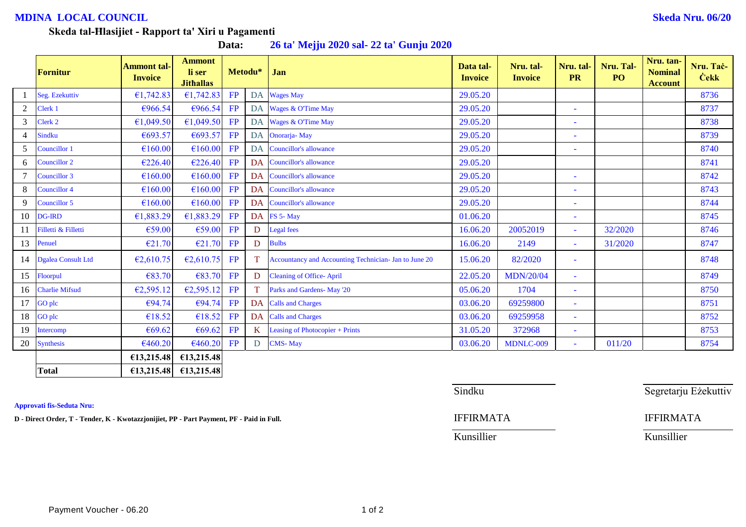**MDINA LOCAL COUNCIL** | **Skeda Nru. 06/20**

**Skeda tal-Ħlasijiet - Rapport ta' Xiri u Pagamenti**

**Data: 26 ta' Mejju 2020 sal- 22 ta' Gunju 2020**

| | Fornitur | Ammont tal-Invoice | Ammont li ser Jithallas | Metodu* | | Jan | Data tal-Invoice | Nru. tal-Invoice | Nru. tal-PR | Nru. Tal-PO | Nru. tan-Nominal Account | Nru. Taċ-Ċekk |
|---|---|---|---|---|---|---|---|---|---|---|---|---|
| 1 | Seg. Ezekuttiv | €1,742.83 | €1,742.83 | FP | DA | Wages May | 29.05.20 | | | | | 8736 |
| 2 | Clerk 1 | €966.54 | €966.54 | FP | DA | Wages & O'Time May | 29.05.20 | | - | | | 8737 |
| 3 | Clerk 2 | €1,049.50 | €1,049.50 | FP | DA | Wages & O'Time May | 29.05.20 | | - | | | 8738 |
| 4 | Sindku | €693.57 | €693.57 | FP | DA | Onorarja- May | 29.05.20 | | - | | | 8739 |
| 5 | Councillor 1 | €160.00 | €160.00 | FP | DA | Councillor's allowance | 29.05.20 | | - | | | 8740 |
| 6 | Councillor 2 | €226.40 | €226.40 | FP | DA | Councillor's allowance | 29.05.20 | | | | | 8741 |
| 7 | Councillor 3 | €160.00 | €160.00 | FP | DA | Councillor's allowance | 29.05.20 | | - | | | 8742 |
| 8 | Councillor 4 | €160.00 | €160.00 | FP | DA | Councillor's allowance | 29.05.20 | | - | | | 8743 |
| 9 | Councillor 5 | €160.00 | €160.00 | FP | DA | Councillor's allowance | 29.05.20 | | - | | | 8744 |
| 10 | DG-IRD | €1,883.29 | €1,883.29 | FP | DA | FS 5- May | 01.06.20 | | - | | | 8745 |
| 11 | Filletti & Filletti | €59.00 | €59.00 | FP | D | Legal fees | 16.06.20 | 20052019 | - | 32/2020 | | 8746 |
| 13 | Penuel | €21.70 | €21.70 | FP | D | Bulbs | 16.06.20 | 2149 | - | 31/2020 | | 8747 |
| 14 | Dgalea Consult Ltd | €2,610.75 | €2,610.75 | FP | T | Accountancy and Accounting Technician- Jan to June 20 | 15.06.20 | 82/2020 | - | | | 8748 |
| 15 | Floorpul | €83.70 | €83.70 | FP | D | Cleaning of Office- April | 22.05.20 | MDN/20/04 | - | | | 8749 |
| 16 | Charlie Mifsud | €2,595.12 | €2,595.12 | FP | T | Parks and Gardens- May '20 | 05.06.20 | 1704 | - | | | 8750 |
| 17 | GO plc | €94.74 | €94.74 | FP | DA | Calls and Charges | 03.06.20 | 69259800 | - | | | 8751 |
| 18 | GO plc | €18.52 | €18.52 | FP | DA | Calls and Charges | 03.06.20 | 69259958 | - | | | 8752 |
| 19 | Intercomp | €69.62 | €69.62 | FP | K | Leasing of Photocopier + Prints | 31.05.20 | 372968 | - | | | 8753 |
| 20 | Synthesis | €460.20 | €460.20 | FP | D | CMS- May | 03.06.20 | MDNLC-009 | - | 011/20 | | 8754 |
| | | €13,215.48 | €13,215.48 | | | | | | | | | |
| | **Total** | €13,215.48 | €13,215.48 | | | | | | | | | |

Sindku | Segretarju Eżekuttiv

**Approvati fis-Seduta Nru:**

**D - Direct Order, T - Tender, K - Kwotazzjonijiet, PP - Part Payment, PF - Paid in Full.**

IFFIRMATA | IFFIRMATA

Kunsillier | Kunsillier

Payment Voucher - 06.20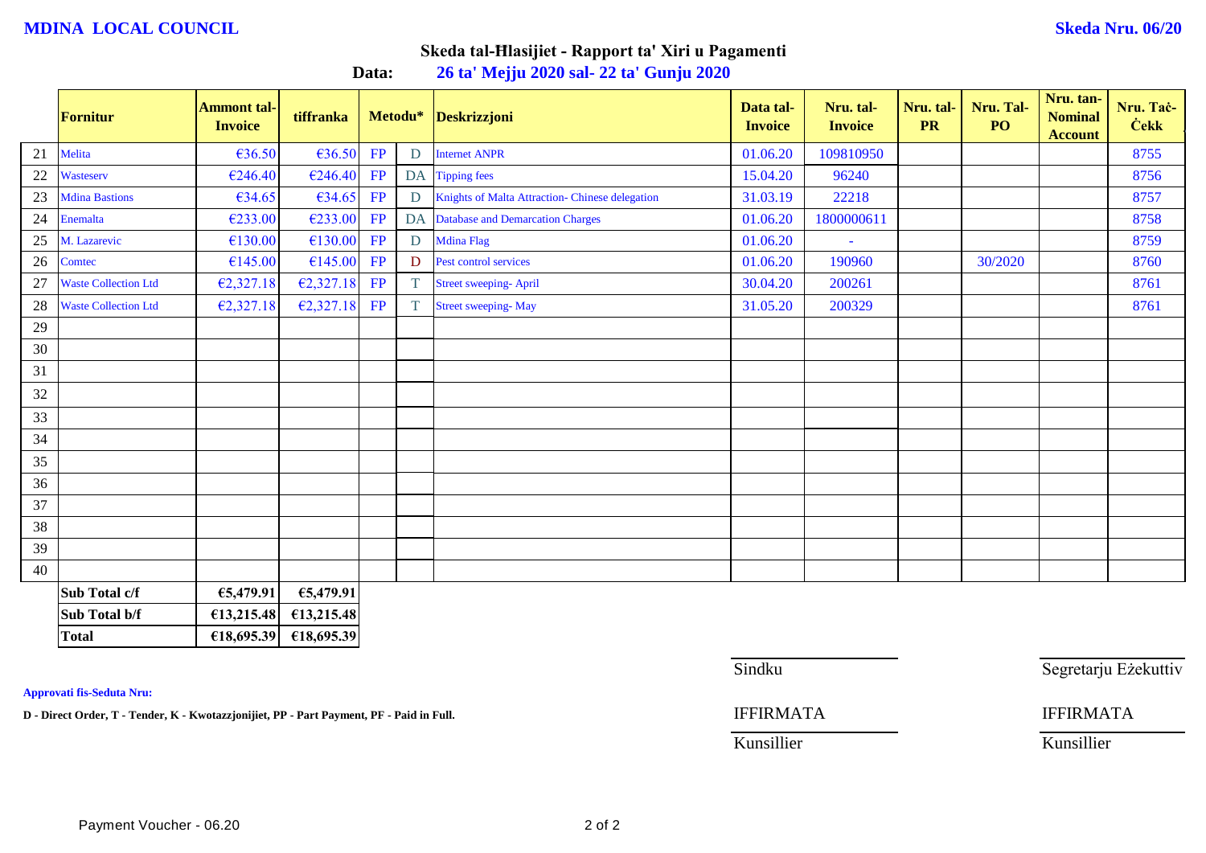**MDINA LOCAL COUNCIL**

**Skeda Nru. 06/20**

## Skeda tal-Ħlasijiet - Rapport ta' Xiri u Pagamenti

**Data:** 26 ta' Mejju 2020 sal- 22 ta' Gunju 2020

| | Fornitur | Ammont tal-Invoice | tiffranka | Metodu* | | Deskrizzjoni | Data tal-Invoice | Nru. tal-Invoice | Nru. tal-PR | Nru. Tal-PO | Nru. tan-Nominal Account | Nru. Taċ-Ċekk |
|---|---|---|---|---|---|---|---|---|---|---|---|---|
| 21 | Melita | €36.50 | €36.50 | FP | D | Internet ANPR | 01.06.20 | 109810950 | | | | 8755 |
| 22 | Wasteserv | €246.40 | €246.40 | FP | DA | Tipping fees | 15.04.20 | 96240 | | | | 8756 |
| 23 | Mdina Bastions | €34.65 | €34.65 | FP | D | Knights of Malta Attraction- Chinese delegation | 31.03.19 | 22218 | | | | 8757 |
| 24 | Enemalta | €233.00 | €233.00 | FP | DA | Database and Demarcation Charges | 01.06.20 | 1800000611 | | | | 8758 |
| 25 | M. Lazarevic | €130.00 | €130.00 | FP | D | Mdina Flag | 01.06.20 | - | | | | 8759 |
| 26 | Comtec | €145.00 | €145.00 | FP | D | Pest control services | 01.06.20 | 190960 | | 30/2020 | | 8760 |
| 27 | Waste Collection Ltd | €2,327.18 | €2,327.18 | FP | T | Street sweeping- April | 30.04.20 | 200261 | | | | 8761 |
| 28 | Waste Collection Ltd | €2,327.18 | €2,327.18 | FP | T | Street sweeping- May | 31.05.20 | 200329 | | | | 8761 |
| 29 | | | | | | | | | | | | |
| 30 | | | | | | | | | | | | |
| 31 | | | | | | | | | | | | |
| 32 | | | | | | | | | | | | |
| 33 | | | | | | | | | | | | |
| 34 | | | | | | | | | | | | |
| 35 | | | | | | | | | | | | |
| 36 | | | | | | | | | | | | |
| 37 | | | | | | | | | | | | |
| 38 | | | | | | | | | | | | |
| 39 | | | | | | | | | | | | |
| 40 | | | | | | | | | | | | |
| | **Sub Total c/f** | **€5,479.91** | **€5,479.91** | | | | | | | | | |
| | **Sub Total b/f** | **€13,215.48** | **€13,215.48** | | | | | | | | | |
| | **Total** | **€18,695.39** | **€18,695.39** | | | | | | | | | |

Sindku

Segretarju Eżekuttiv

**Approvati fis-Seduta Nru:**

**D - Direct Order, T - Tender, K - Kwotazzjonijiet, PP - Part Payment, PF - Paid in Full.**

IFFIRMATA

IFFIRMATA

Kunsillier

Kunsillier

Payment Voucher - 06.20